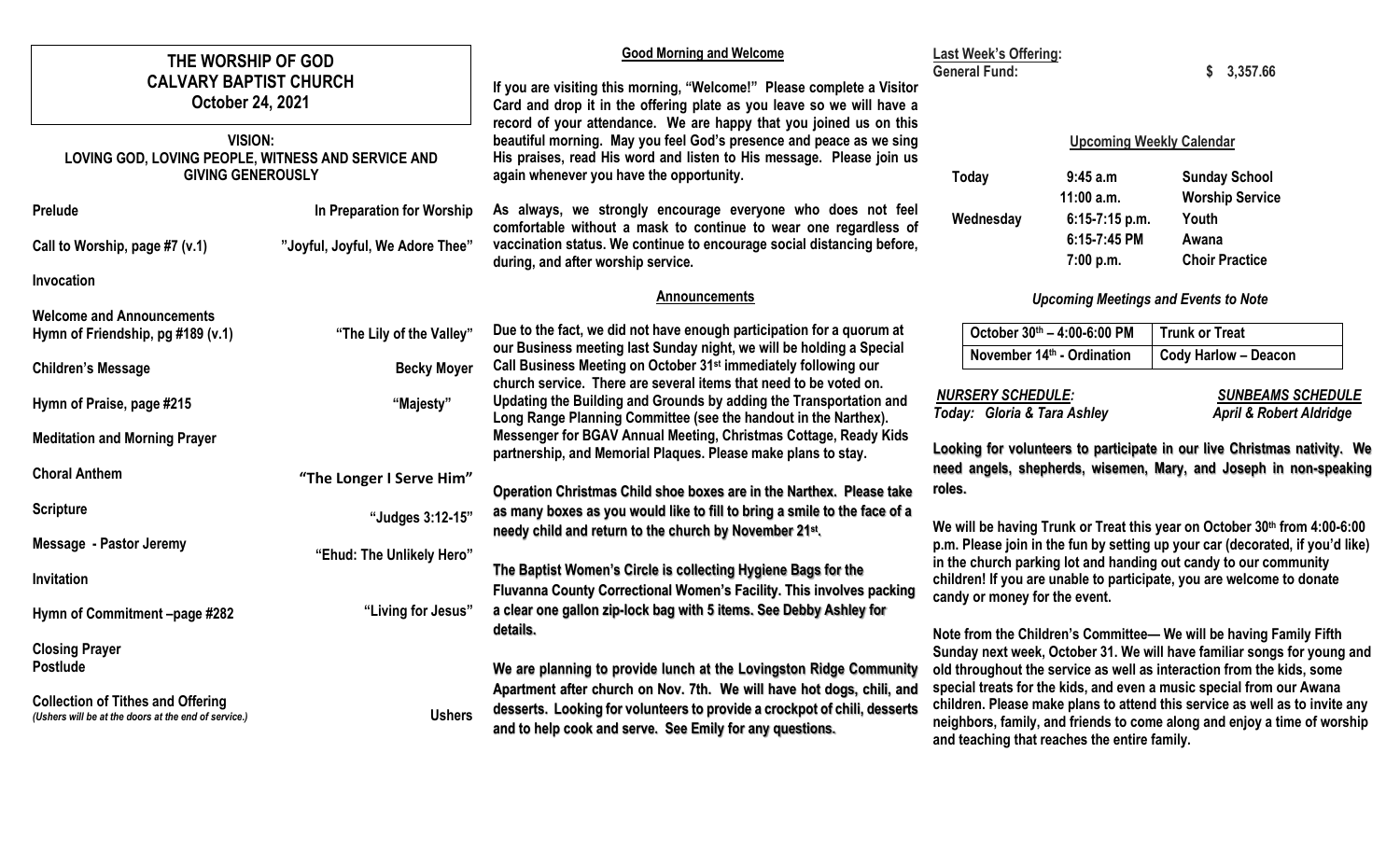# THE WORSHIP OF GOD
# CALVARY BAPTIST CHURCH
## October 24, 2021

**VISION:**
**LOVING GOD, LOVING PEOPLE, WITNESS AND SERVICE AND GIVING GENEROUSLY**

| | |
|---|---|
| **Prelude** | **In Preparation for Worship** |
| **Call to Worship, page #7 (v.1)** | **"Joyful, Joyful, We Adore Thee"** |
| **Invocation** | |
| **Welcome and Announcements** | |
| **Hymn of Friendship, pg #189 (v.1)** | **"The Lily of the Valley"** |
| **Children's Message** | **Becky Moyer** |
| **Hymn of Praise, page #215** | **"Majesty"** |
| **Meditation and Morning Prayer** | |
| **Choral Anthem** | **"The Longer I Serve Him"** |
| **Scripture** | **"Judges 3:12-15"** |
| **Message - Pastor Jeremy** | **"Ehud: The Unlikely Hero"** |
| **Invitation** | |
| **Hymn of Commitment –page #282** | **"Living for Jesus"** |
| **Closing Prayer** | |
| **Postlude** | |
| **Collection of Tithes and Offering** *(Ushers will be at the doors at the end of service.)* | **Ushers** |

### Good Morning and Welcome

**If you are visiting this morning, "Welcome!" Please complete a Visitor Card and drop it in the offering plate as you leave so we will have a record of your attendance. We are happy that you joined us on this beautiful morning. May you feel God's presence and peace as we sing His praises, read His word and listen to His message. Please join us again whenever you have the opportunity.**

**As always, we strongly encourage everyone who does not feel comfortable without a mask to continue to wear one regardless of vaccination status. We continue to encourage social distancing before, during, and after worship service.**

### Announcements

**Due to the fact, we did not have enough participation for a quorum at our Business meeting last Sunday night, we will be holding a Special Call Business Meeting on October 31st immediately following our church service. There are several items that need to be voted on. Updating the Building and Grounds by adding the Transportation and Long Range Planning Committee (see the handout in the Narthex). Messenger for BGAV Annual Meeting, Christmas Cottage, Ready Kids partnership, and Memorial Plaques. Please make plans to stay.**

**Operation Christmas Child shoe boxes are in the Narthex. Please take as many boxes as you would like to fill to bring a smile to the face of a needy child and return to the church by November 21st.**

**The Baptist Women's Circle is collecting Hygiene Bags for the Fluvanna County Correctional Women's Facility. This involves packing a clear one gallon zip-lock bag with 5 items. See Debby Ashley for details.**

**We are planning to provide lunch at the Lovingston Ridge Community Apartment after church on Nov. 7th. We will have hot dogs, chili, and desserts. Looking for volunteers to provide a crockpot of chili, desserts and to help cook and serve. See Emily for any questions.**

**Last Week's Offering:**
**General Fund: $ 3,357.66**

### Upcoming Weekly Calendar

| | | |
|---|---|---|
| **Today** | **9:45 a.m** | **Sunday School** |
| | **11:00 a.m.** | **Worship Service** |
| **Wednesday** | **6:15-7:15 p.m.** | **Youth** |
| | **6:15-7:45 PM** | **Awana** |
| | **7:00 p.m.** | **Choir Practice** |

### *Upcoming Meetings and Events to Note*

| | |
|---|---|
| **October 30th – 4:00-6:00 PM** | **Trunk or Treat** |
| **November 14th - Ordination** | **Cody Harlow – Deacon** |

***NURSERY SCHEDULE:***
***Today: Gloria & Tara Ashley***

***SUNBEAMS SCHEDULE***
***April & Robert Aldridge***

**Looking for volunteers to participate in our live Christmas nativity. We need angels, shepherds, wisemen, Mary, and Joseph in non-speaking roles.**

**We will be having Trunk or Treat this year on October 30th from 4:00-6:00 p.m. Please join in the fun by setting up your car (decorated, if you'd like) in the church parking lot and handing out candy to our community children! If you are unable to participate, you are welcome to donate candy or money for the event.**

**Note from the Children's Committee— We will be having Family Fifth Sunday next week, October 31. We will have familiar songs for young and old throughout the service as well as interaction from the kids, some special treats for the kids, and even a music special from our Awana children. Please make plans to attend this service as well as to invite any neighbors, family, and friends to come along and enjoy a time of worship and teaching that reaches the entire family.**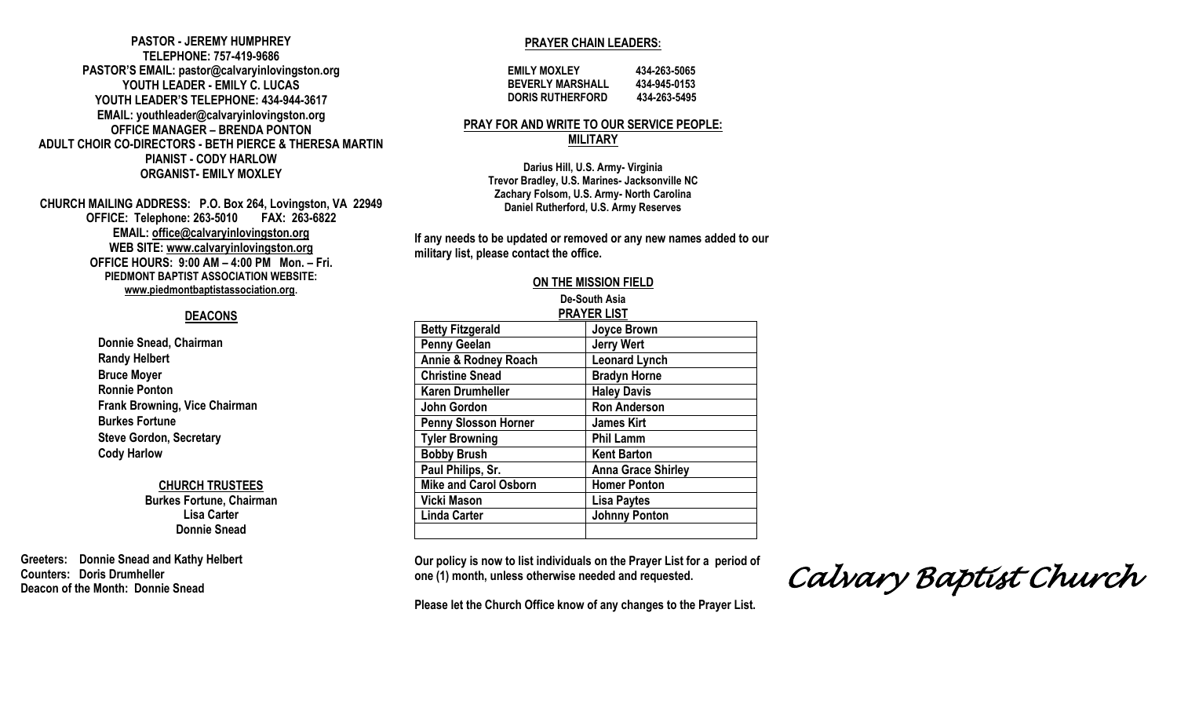**PASTOR - JEREMY HUMPHREY**
**TELEPHONE: 757-419-9686**
**PASTOR'S EMAIL: pastor@calvaryinlovingston.org**
**YOUTH LEADER - EMILY C. LUCAS**
**YOUTH LEADER'S TELEPHONE: 434-944-3617**
**EMAIL: youthleader@calvaryinlovingston.org**
**OFFICE MANAGER – BRENDA PONTON**
**ADULT CHOIR CO-DIRECTORS - BETH PIERCE & THERESA MARTIN**
**PIANIST - CODY HARLOW**
**ORGANIST- EMILY MOXLEY**

**CHURCH MAILING ADDRESS: P.O. Box 264, Lovingston, VA 22949**
**OFFICE: Telephone: 263-5010 FAX: 263-6822**
**EMAIL: office@calvaryinlovingston.org**
**WEB SITE: www.calvaryinlovingston.org**
**OFFICE HOURS: 9:00 AM – 4:00 PM Mon. – Fri.**
**PIEDMONT BAPTIST ASSOCIATION WEBSITE:**
**www.piedmontbaptistassociation.org.**

## DEACONS

**Donnie Snead, Chairman**
**Randy Helbert**
**Bruce Moyer**
**Ronnie Ponton**
**Frank Browning, Vice Chairman**
**Burkes Fortune**
**Steve Gordon, Secretary**
**Cody Harlow**

## CHURCH TRUSTEES

**Burkes Fortune, Chairman**
**Lisa Carter**
**Donnie Snead**

**Greeters: Donnie Snead and Kathy Helbert**
**Counters: Doris Drumheller**
**Deacon of the Month: Donnie Snead**

## PRAYER CHAIN LEADERS:

| | |
|---|---|
| EMILY MOXLEY | 434-263-5065 |
| BEVERLY MARSHALL | 434-945-0153 |
| DORIS RUTHERFORD | 434-263-5495 |

## PRAY FOR AND WRITE TO OUR SERVICE PEOPLE:

### MILITARY

**Darius Hill, U.S. Army- Virginia**
**Trevor Bradley, U.S. Marines- Jacksonville NC**
**Zachary Folsom, U.S. Army- North Carolina**
**Daniel Rutherford, U.S. Army Reserves**

**If any needs to be updated or removed or any new names added to our military list, please contact the office.**

## ON THE MISSION FIELD

**De-South Asia**

## PRAYER LIST

| | |
|---|---|
| Betty Fitzgerald | Joyce Brown |
| Penny Geelan | Jerry Wert |
| Annie & Rodney Roach | Leonard Lynch |
| Christine Snead | Bradyn Horne |
| Karen Drumheller | Haley Davis |
| John Gordon | Ron Anderson |
| Penny Slosson Horner | James Kirt |
| Tyler Browning | Phil Lamm |
| Bobby Brush | Kent Barton |
| Paul Philips, Sr. | Anna Grace Shirley |
| Mike and Carol Osborn | Homer Ponton |
| Vicki Mason | Lisa Paytes |
| Linda Carter | Johnny Ponton |
| | |

**Our policy is now to list individuals on the Prayer List for a period of one (1) month, unless otherwise needed and requested.**

**Please let the Church Office know of any changes to the Prayer List.**

*Calvary Baptist Church*